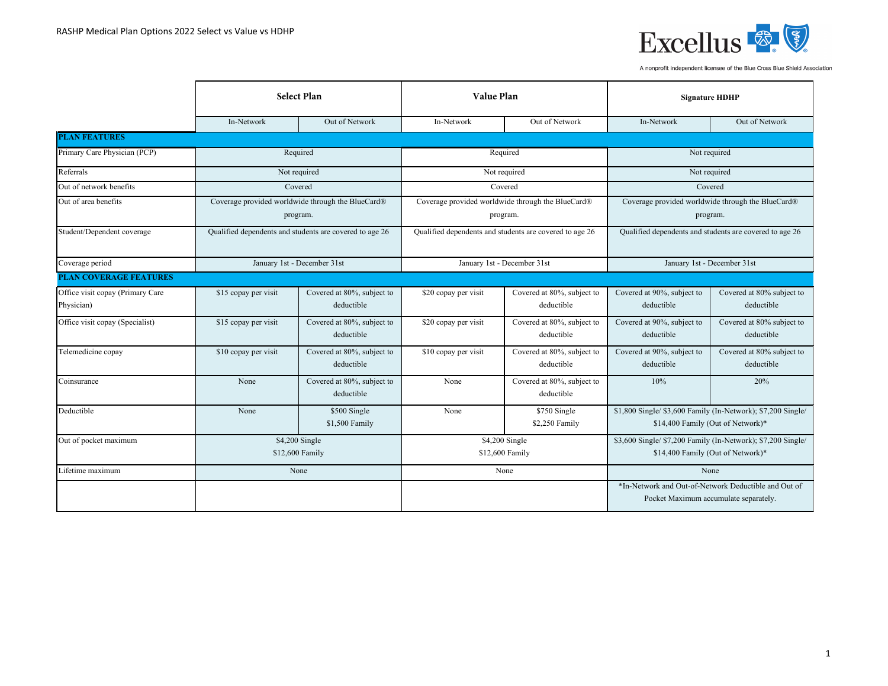RASHP Medical Plan Options 2022 Select vs Value vs HDHP

Excellus

A nonprofit independent licensee of the Blue Cross Blue Shield Association

| | Select Plan | | Value Plan | | Signature HDHP | |
|---|---|---|---|---|---|---|
| | In-Network | Out of Network | In-Network | Out of Network | In-Network | Out of Network |
| **PLAN FEATURES** | | | | | | |
| Primary Care Physician (PCP) | Required | | Required | | Not required | |
| Referrals | Not required | | Not required | | Not required | |
| Out of network benefits | Covered | | Covered | | Covered | |
| Out of area benefits | Coverage provided worldwide through the BlueCard® program. | | Coverage provided worldwide through the BlueCard® program. | | Coverage provided worldwide through the BlueCard® program. | |
| Student/Dependent coverage | Qualified dependents and students are covered to age 26 | | Qualified dependents and students are covered to age 26 | | Qualified dependents and students are covered to age 26 | |
| Coverage period | January 1st - December 31st | | January 1st - December 31st | | January 1st - December 31st | |
| **PLAN COVERAGE FEATURES** | | | | | | |
| Office visit copay (Primary Care Physician) | $15 copay per visit | Covered at 80%, subject to deductible | $20 copay per visit | Covered at 80%, subject to deductible | Covered at 90%, subject to deductible | Covered at 80% subject to deductible |
| Office visit copay (Specialist) | $15 copay per visit | Covered at 80%, subject to deductible | $20 copay per visit | Covered at 80%, subject to deductible | Covered at 90%, subject to deductible | Covered at 80% subject to deductible |
| Telemedicine copay | $10 copay per visit | Covered at 80%, subject to deductible | $10 copay per visit | Covered at 80%, subject to deductible | Covered at 90%, subject to deductible | Covered at 80% subject to deductible |
| Coinsurance | None | Covered at 80%, subject to deductible | None | Covered at 80%, subject to deductible | 10% | 20% |
| Deductible | None | $500 Single<br>$1,500 Family | None | $750 Single<br>$2,250 Family | $1,800 Single/ $3,600 Family (In-Network); $7,200 Single/ $14,400 Family (Out of Network)* | |
| Out of pocket maximum | $4,200 Single<br>$12,600 Family | | $4,200 Single<br>$12,600 Family | | $3,600 Single/ $7,200 Family (In-Network); $7,200 Single/ $14,400 Family (Out of Network)* | |
| Lifetime maximum | None | | None | | None | |
| | | | | | *In-Network and Out-of-Network Deductible and Out of Pocket Maximum accumulate separately. | |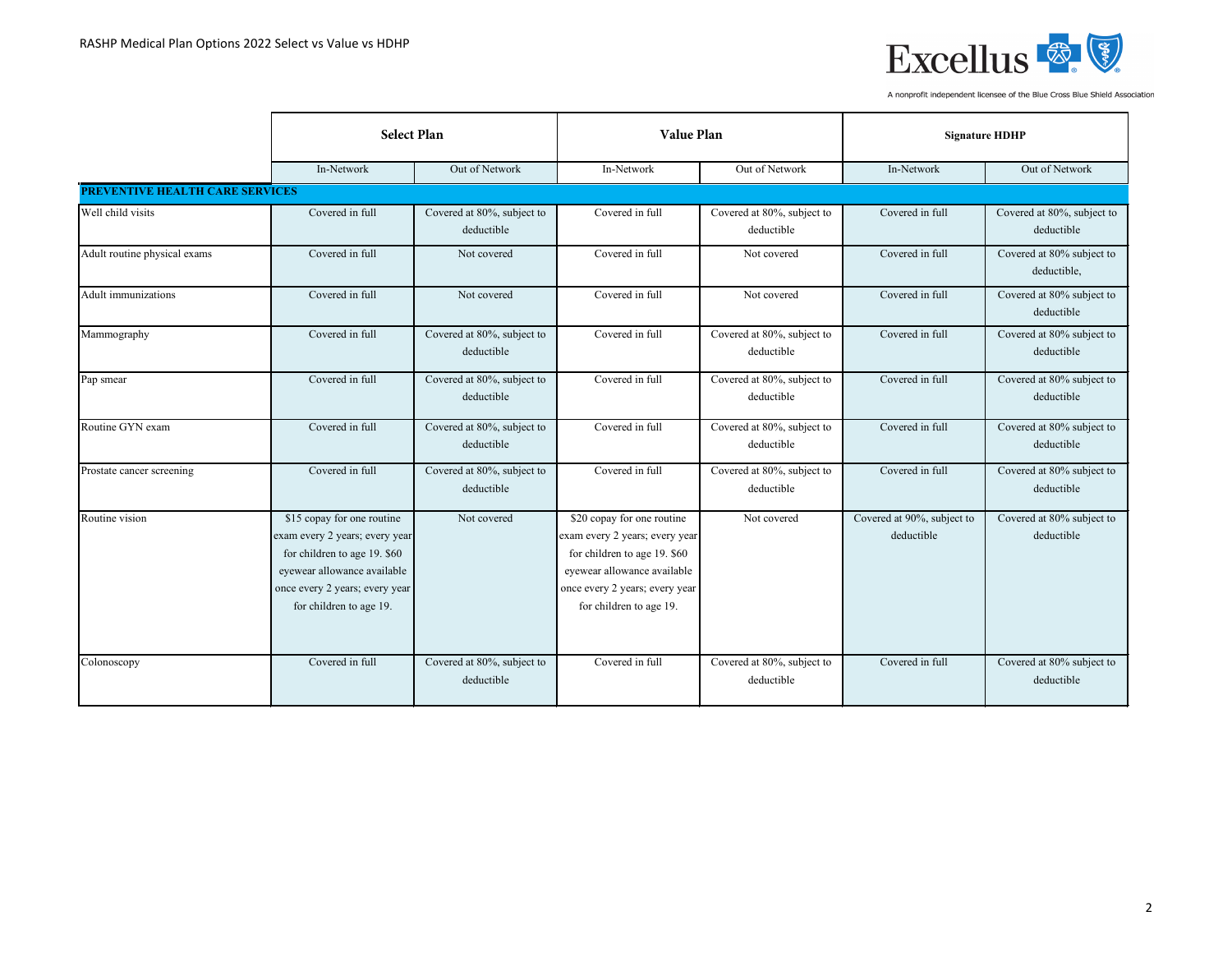RASHP Medical Plan Options 2022 Select vs Value vs HDHP

|  | Select Plan | | Value Plan | | Signature HDHP | |
|---|---|---|---|---|---|---|
|  | In-Network | Out of Network | In-Network | Out of Network | In-Network | Out of Network |
| **PREVENTIVE HEALTH CARE SERVICES** | | | | | | |
| Well child visits | Covered in full | Covered at 80%, subject to deductible | Covered in full | Covered at 80%, subject to deductible | Covered in full | Covered at 80%, subject to deductible |
| Adult routine physical exams | Covered in full | Not covered | Covered in full | Not covered | Covered in full | Covered at 80% subject to deductible, |
| Adult immunizations | Covered in full | Not covered | Covered in full | Not covered | Covered in full | Covered at 80% subject to deductible |
| Mammography | Covered in full | Covered at 80%, subject to deductible | Covered in full | Covered at 80%, subject to deductible | Covered in full | Covered at 80% subject to deductible |
| Pap smear | Covered in full | Covered at 80%, subject to deductible | Covered in full | Covered at 80%, subject to deductible | Covered in full | Covered at 80% subject to deductible |
| Routine GYN exam | Covered in full | Covered at 80%, subject to deductible | Covered in full | Covered at 80%, subject to deductible | Covered in full | Covered at 80% subject to deductible |
| Prostate cancer screening | Covered in full | Covered at 80%, subject to deductible | Covered in full | Covered at 80%, subject to deductible | Covered in full | Covered at 80% subject to deductible |
| Routine vision | $15 copay for one routine exam every 2 years; every year for children to age 19. $60 eyewear allowance available once every 2 years; every year for children to age 19. | Not covered | $20 copay for one routine exam every 2 years; every year for children to age 19. $60 eyewear allowance available once every 2 years; every year for children to age 19. | Not covered | Covered at 90%, subject to deductible | Covered at 80% subject to deductible |
| Colonoscopy | Covered in full | Covered at 80%, subject to deductible | Covered in full | Covered at 80%, subject to deductible | Covered in full | Covered at 80% subject to deductible |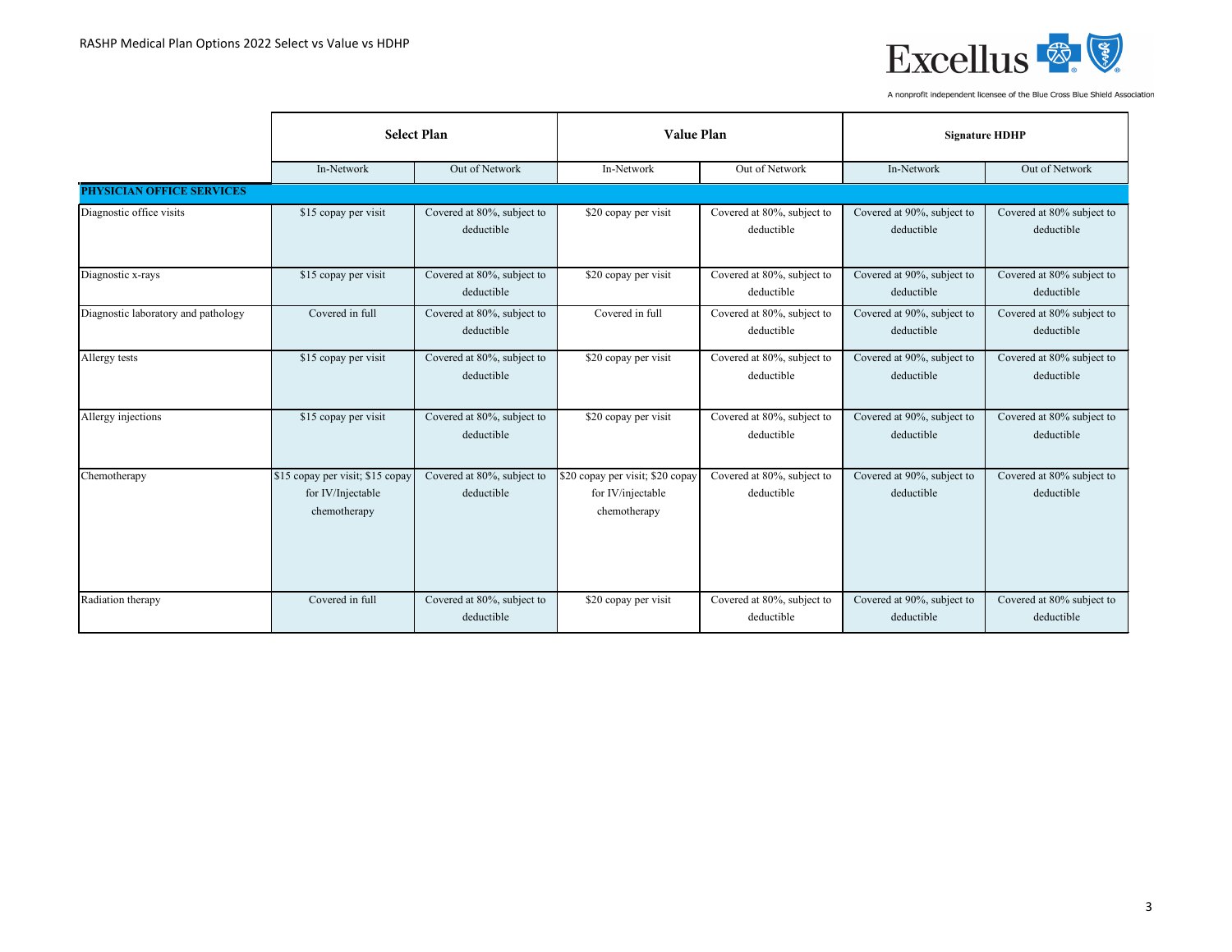| | Select Plan | | Value Plan | | Signature HDHP | |
|---|---|---|---|---|---|---|
| | In-Network | Out of Network | In-Network | Out of Network | In-Network | Out of Network |
| **PHYSICIAN OFFICE SERVICES** | | | | | | |
| Diagnostic office visits | $15 copay per visit | Covered at 80%, subject to deductible | $20 copay per visit | Covered at 80%, subject to deductible | Covered at 90%, subject to deductible | Covered at 80% subject to deductible |
| Diagnostic x-rays | $15 copay per visit | Covered at 80%, subject to deductible | $20 copay per visit | Covered at 80%, subject to deductible | Covered at 90%, subject to deductible | Covered at 80% subject to deductible |
| Diagnostic laboratory and pathology | Covered in full | Covered at 80%, subject to deductible | Covered in full | Covered at 80%, subject to deductible | Covered at 90%, subject to deductible | Covered at 80% subject to deductible |
| Allergy tests | $15 copay per visit | Covered at 80%, subject to deductible | $20 copay per visit | Covered at 80%, subject to deductible | Covered at 90%, subject to deductible | Covered at 80% subject to deductible |
| Allergy injections | $15 copay per visit | Covered at 80%, subject to deductible | $20 copay per visit | Covered at 80%, subject to deductible | Covered at 90%, subject to deductible | Covered at 80% subject to deductible |
| Chemotherapy | $15 copay per visit; $15 copay for IV/Injectable chemotherapy | Covered at 80%, subject to deductible | $20 copay per visit; $20 copay for IV/injectable chemotherapy | Covered at 80%, subject to deductible | Covered at 90%, subject to deductible | Covered at 80% subject to deductible |
| Radiation therapy | Covered in full | Covered at 80%, subject to deductible | $20 copay per visit | Covered at 80%, subject to deductible | Covered at 90%, subject to deductible | Covered at 80% subject to deductible |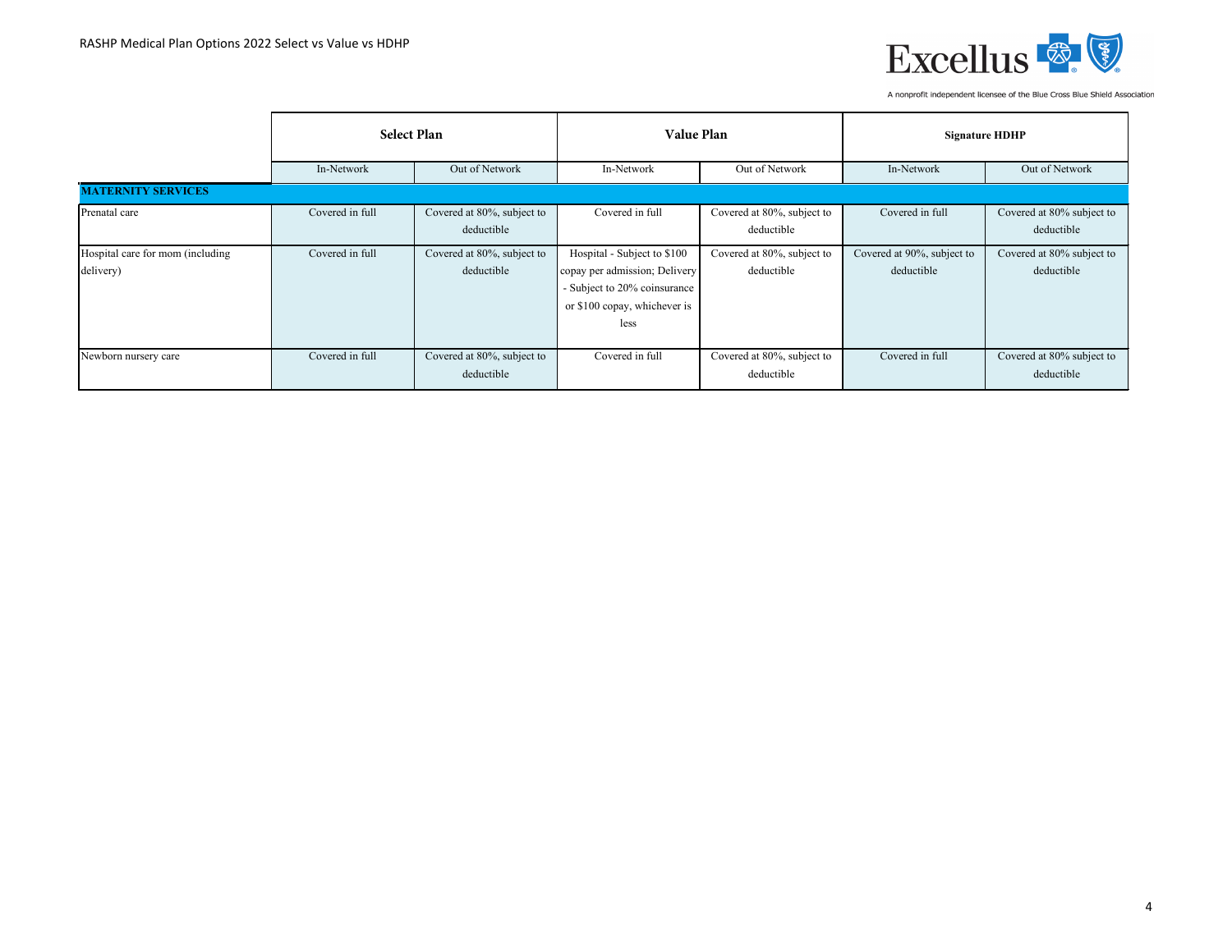| | Select Plan | | Value Plan | | Signature HDHP | |
|---|---|---|---|---|---|---|
| | In-Network | Out of Network | In-Network | Out of Network | In-Network | Out of Network |
| **MATERNITY SERVICES** | | | | | | |
| Prenatal care | Covered in full | Covered at 80%, subject to deductible | Covered in full | Covered at 80%, subject to deductible | Covered in full | Covered at 80% subject to deductible |
| Hospital care for mom (including delivery) | Covered in full | Covered at 80%, subject to deductible | Hospital - Subject to $100 copay per admission; Delivery - Subject to 20% coinsurance or $100 copay, whichever is less | Covered at 80%, subject to deductible | Covered at 90%, subject to deductible | Covered at 80% subject to deductible |
| Newborn nursery care | Covered in full | Covered at 80%, subject to deductible | Covered in full | Covered at 80%, subject to deductible | Covered in full | Covered at 80% subject to deductible |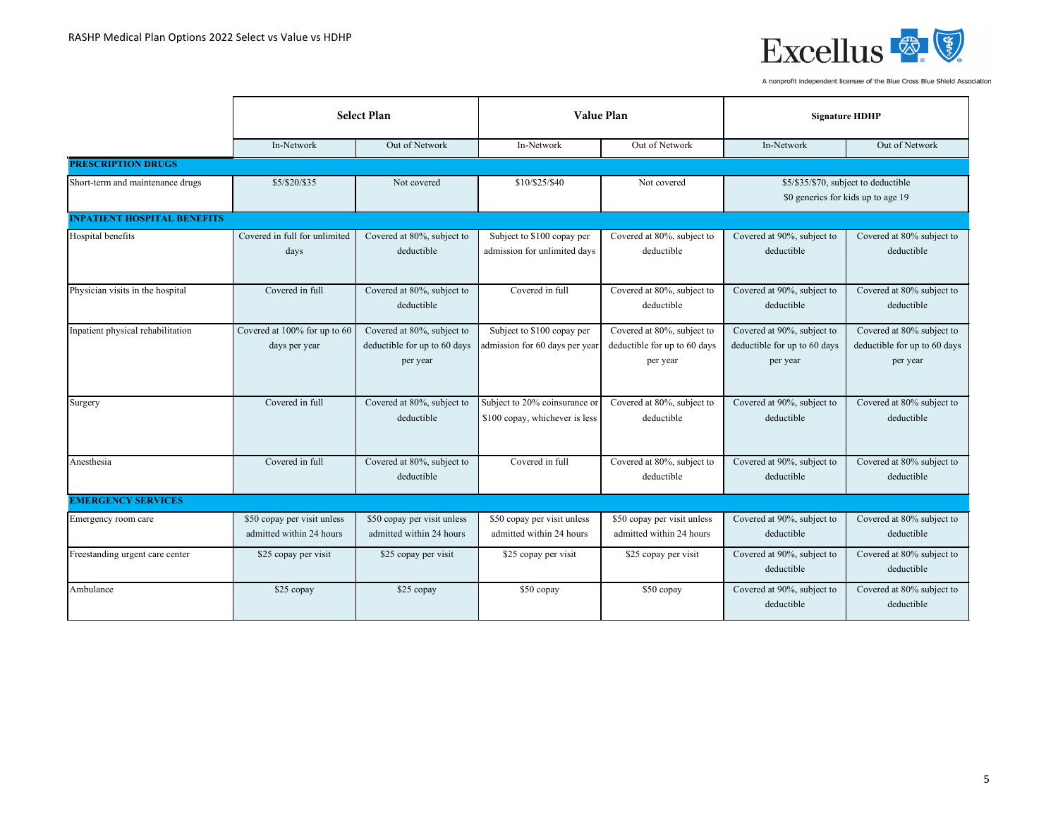RASHP Medical Plan Options 2022 Select vs Value vs HDHP

| | Select Plan | | Value Plan | | Signature HDHP | |
|---|---|---|---|---|---|---|
| | In-Network | Out of Network | In-Network | Out of Network | In-Network | Out of Network |
| **PRESCRIPTION DRUGS** | | | | | | |
| Short-term and maintenance drugs | $5/$20/$35 | Not covered | $10/$25/$40 | Not covered | $5/$35/$70, subject to deductible $0 generics for kids up to age 19 | |
| **INPATIENT HOSPITAL BENEFITS** | | | | | | |
| Hospital benefits | Covered in full for unlimited days | Covered at 80%, subject to deductible | Subject to $100 copay per admission for unlimited days | Covered at 80%, subject to deductible | Covered at 90%, subject to deductible | Covered at 80% subject to deductible |
| Physician visits in the hospital | Covered in full | Covered at 80%, subject to deductible | Covered in full | Covered at 80%, subject to deductible | Covered at 90%, subject to deductible | Covered at 80% subject to deductible |
| Inpatient physical rehabilitation | Covered at 100% for up to 60 days per year | Covered at 80%, subject to deductible for up to 60 days per year | Subject to $100 copay per admission for 60 days per year | Covered at 80%, subject to deductible for up to 60 days per year | Covered at 90%, subject to deductible for up to 60 days per year | Covered at 80% subject to deductible for up to 60 days per year |
| Surgery | Covered in full | Covered at 80%, subject to deductible | Subject to 20% coinsurance or $100 copay, whichever is less | Covered at 80%, subject to deductible | Covered at 90%, subject to deductible | Covered at 80% subject to deductible |
| Anesthesia | Covered in full | Covered at 80%, subject to deductible | Covered in full | Covered at 80%, subject to deductible | Covered at 90%, subject to deductible | Covered at 80% subject to deductible |
| **EMERGENCY SERVICES** | | | | | | |
| Emergency room care | $50 copay per visit unless admitted within 24 hours | $50 copay per visit unless admitted within 24 hours | $50 copay per visit unless admitted within 24 hours | $50 copay per visit unless admitted within 24 hours | Covered at 90%, subject to deductible | Covered at 80% subject to deductible |
| Freestanding urgent care center | $25 copay per visit | $25 copay per visit | $25 copay per visit | $25 copay per visit | Covered at 90%, subject to deductible | Covered at 80% subject to deductible |
| Ambulance | $25 copay | $25 copay | $50 copay | $50 copay | Covered at 90%, subject to deductible | Covered at 80% subject to deductible |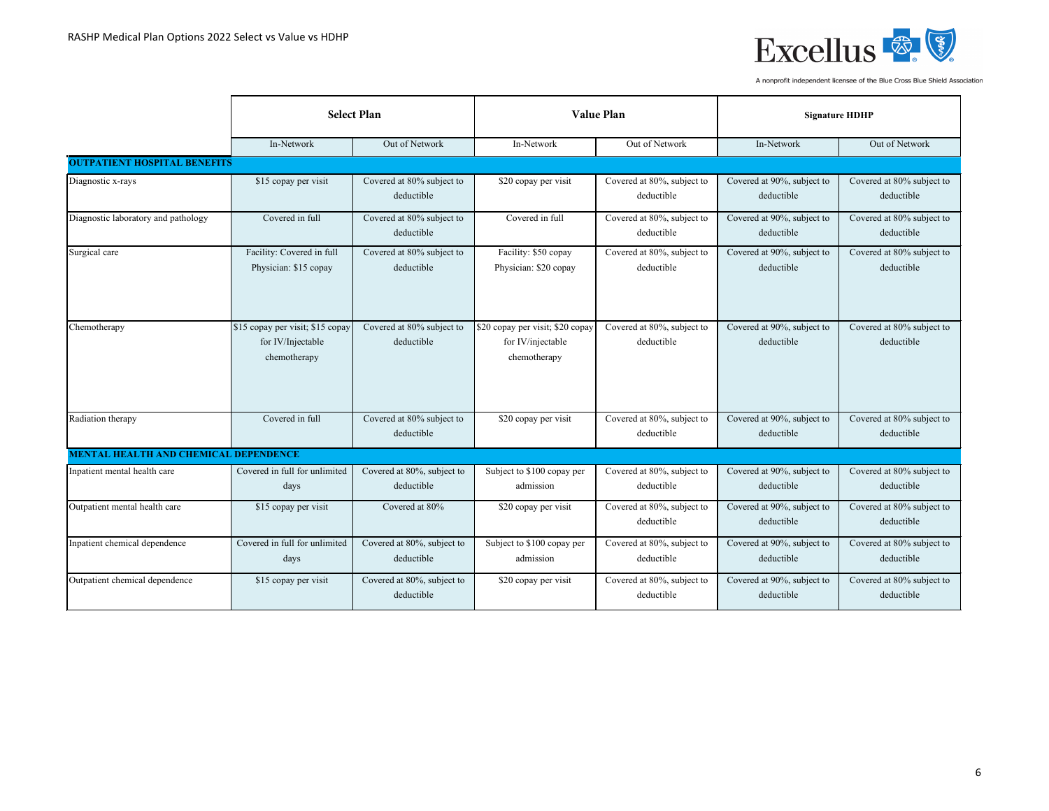RASHP Medical Plan Options 2022 Select vs Value vs HDHP

| | Select Plan | | Value Plan | | Signature HDHP | |
|---|---|---|---|---|---|---|
| | In-Network | Out of Network | In-Network | Out of Network | In-Network | Out of Network |
| **OUTPATIENT HOSPITAL BENEFITS** | | | | | | |
| Diagnostic x-rays | $15 copay per visit | Covered at 80% subject to deductible | $20 copay per visit | Covered at 80%, subject to deductible | Covered at 90%, subject to deductible | Covered at 80% subject to deductible |
| Diagnostic laboratory and pathology | Covered in full | Covered at 80% subject to deductible | Covered in full | Covered at 80%, subject to deductible | Covered at 90%, subject to deductible | Covered at 80% subject to deductible |
| Surgical care | Facility: Covered in full Physician: $15 copay | Covered at 80% subject to deductible | Facility: $50 copay Physician: $20 copay | Covered at 80%, subject to deductible | Covered at 90%, subject to deductible | Covered at 80% subject to deductible |
| Chemotherapy | $15 copay per visit; $15 copay for IV/Injectable chemotherapy | Covered at 80% subject to deductible | $20 copay per visit; $20 copay for IV/injectable chemotherapy | Covered at 80%, subject to deductible | Covered at 90%, subject to deductible | Covered at 80% subject to deductible |
| Radiation therapy | Covered in full | Covered at 80% subject to deductible | $20 copay per visit | Covered at 80%, subject to deductible | Covered at 90%, subject to deductible | Covered at 80% subject to deductible |
| **MENTAL HEALTH AND CHEMICAL DEPENDENCE** | | | | | | |
| Inpatient mental health care | Covered in full for unlimited days | Covered at 80%, subject to deductible | Subject to $100 copay per admission | Covered at 80%, subject to deductible | Covered at 90%, subject to deductible | Covered at 80% subject to deductible |
| Outpatient mental health care | $15 copay per visit | Covered at 80% | $20 copay per visit | Covered at 80%, subject to deductible | Covered at 90%, subject to deductible | Covered at 80% subject to deductible |
| Inpatient chemical dependence | Covered in full for unlimited days | Covered at 80%, subject to deductible | Subject to $100 copay per admission | Covered at 80%, subject to deductible | Covered at 90%, subject to deductible | Covered at 80% subject to deductible |
| Outpatient chemical dependence | $15 copay per visit | Covered at 80%, subject to deductible | $20 copay per visit | Covered at 80%, subject to deductible | Covered at 90%, subject to deductible | Covered at 80% subject to deductible |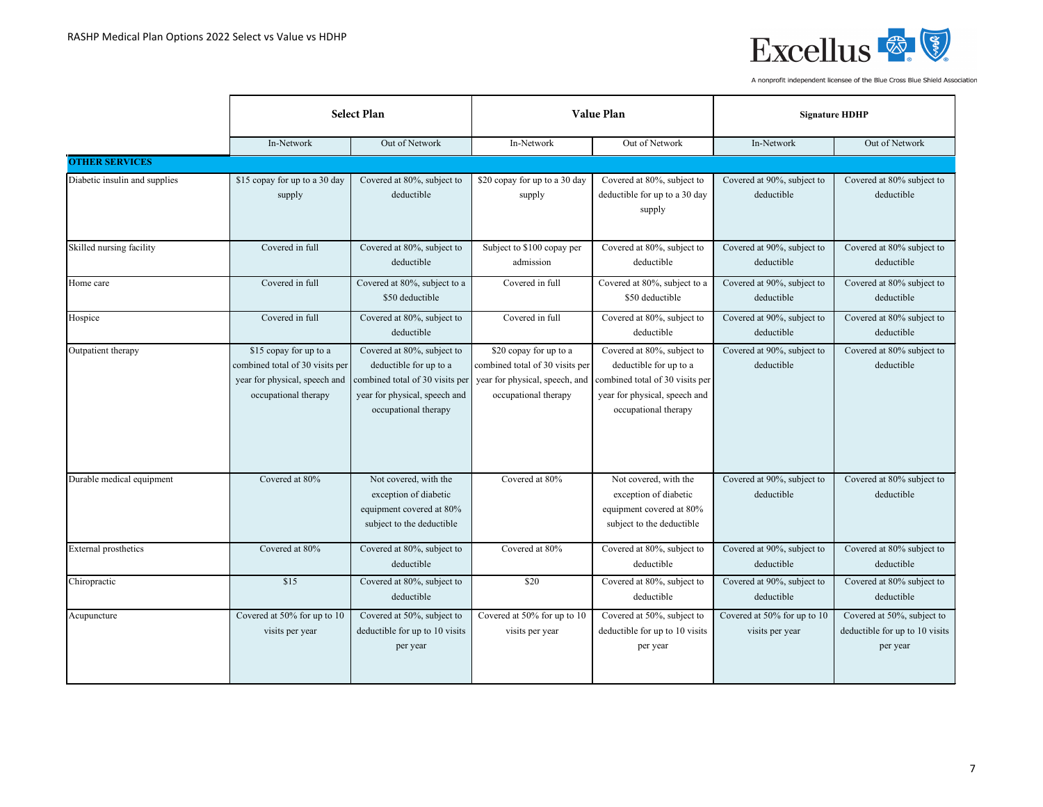| | Select Plan | | Value Plan | | Signature HDHP | |
|---|---|---|---|---|---|---|
| | In-Network | Out of Network | In-Network | Out of Network | In-Network | Out of Network |
| **OTHER SERVICES** | | | | | | |
| Diabetic insulin and supplies | $15 copay for up to a 30 day supply | Covered at 80%, subject to deductible | $20 copay for up to a 30 day supply | Covered at 80%, subject to deductible for up to a 30 day supply | Covered at 90%, subject to deductible | Covered at 80% subject to deductible |
| Skilled nursing facility | Covered in full | Covered at 80%, subject to deductible | Subject to $100 copay per admission | Covered at 80%, subject to deductible | Covered at 90%, subject to deductible | Covered at 80% subject to deductible |
| Home care | Covered in full | Covered at 80%, subject to a $50 deductible | Covered in full | Covered at 80%, subject to a $50 deductible | Covered at 90%, subject to deductible | Covered at 80% subject to deductible |
| Hospice | Covered in full | Covered at 80%, subject to deductible | Covered in full | Covered at 80%, subject to deductible | Covered at 90%, subject to deductible | Covered at 80% subject to deductible |
| Outpatient therapy | $15 copay for up to a combined total of 30 visits per year for physical, speech and occupational therapy | Covered at 80%, subject to deductible for up to a combined total of 30 visits per year for physical, speech and occupational therapy | $20 copay for up to a combined total of 30 visits per year for physical, speech, and occupational therapy | Covered at 80%, subject to deductible for up to a combined total of 30 visits per year for physical, speech and occupational therapy | Covered at 90%, subject to deductible | Covered at 80% subject to deductible |
| Durable medical equipment | Covered at 80% | Not covered, with the exception of diabetic equipment covered at 80% subject to the deductible | Covered at 80% | Not covered, with the exception of diabetic equipment covered at 80% subject to the deductible | Covered at 90%, subject to deductible | Covered at 80% subject to deductible |
| External prosthetics | Covered at 80% | Covered at 80%, subject to deductible | Covered at 80% | Covered at 80%, subject to deductible | Covered at 90%, subject to deductible | Covered at 80% subject to deductible |
| Chiropractic | $15 | Covered at 80%, subject to deductible | $20 | Covered at 80%, subject to deductible | Covered at 90%, subject to deductible | Covered at 80% subject to deductible |
| Acupuncture | Covered at 50% for up to 10 visits per year | Covered at 50%, subject to deductible for up to 10 visits per year | Covered at 50% for up to 10 visits per year | Covered at 50%, subject to deductible for up to 10 visits per year | Covered at 50% for up to 10 visits per year | Covered at 50%, subject to deductible for up to 10 visits per year |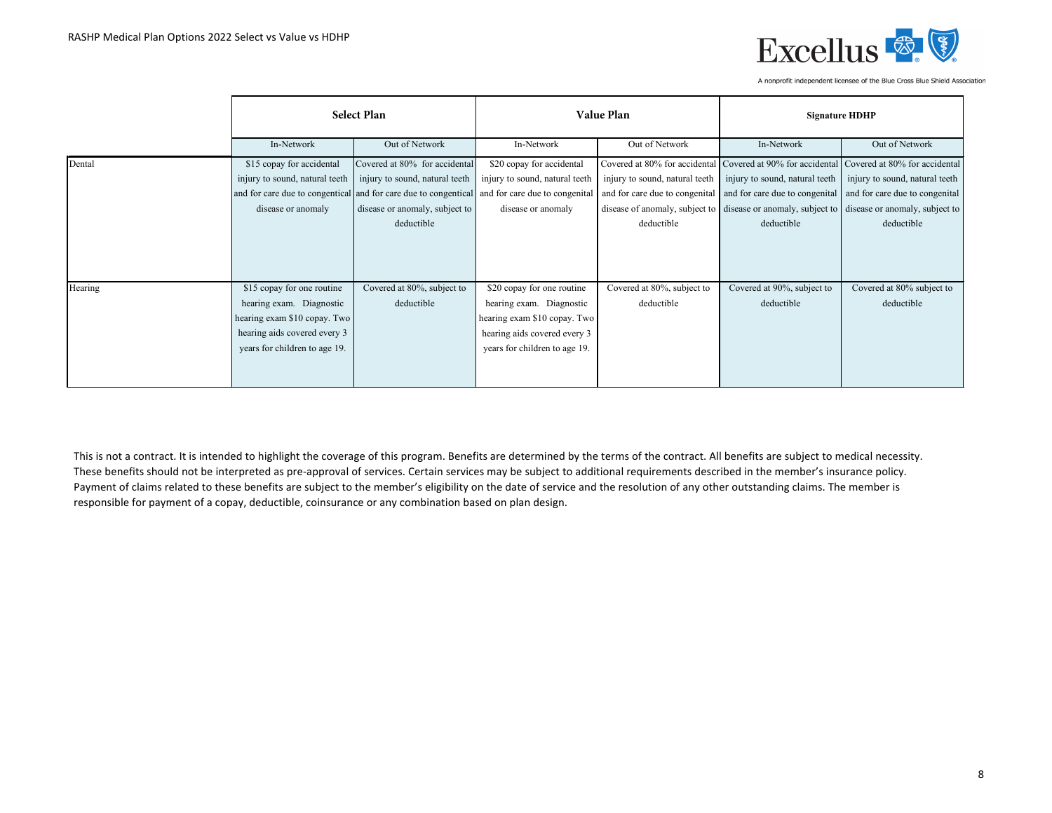RASHP Medical Plan Options 2022 Select vs Value vs HDHP

| | Select Plan | | Value Plan | | Signature HDHP | |
|---|---|---|---|---|---|---|
| | In-Network | Out of Network | In-Network | Out of Network | In-Network | Out of Network |
| Dental | $15 copay for accidental injury to sound, natural teeth and for care due to congentical disease or anomaly | Covered at 80% for accidental injury to sound, natural teeth and for care due to congentical disease or anomaly, subject to deductible | $20 copay for accidental injury to sound, natural teeth and for care due to congenital disease or anomaly | Covered at 80% for accidental injury to sound, natural teeth and for care due to congenital disease of anomaly, subject to deductible | Covered at 90% for accidental injury to sound, natural teeth and for care due to congenital disease or anomaly, subject to deductible | Covered at 80% for accidental injury to sound, natural teeth and for care due to congenital disease or anomaly, subject to deductible |
| Hearing | $15 copay for one routine hearing exam. Diagnostic hearing exam $10 copay. Two hearing aids covered every 3 years for children to age 19. | Covered at 80%, subject to deductible | $20 copay for one routine hearing exam. Diagnostic hearing exam $10 copay. Two hearing aids covered every 3 years for children to age 19. | Covered at 80%, subject to deductible | Covered at 90%, subject to deductible | Covered at 80% subject to deductible |

This is not a contract. It is intended to highlight the coverage of this program. Benefits are determined by the terms of the contract. All benefits are subject to medical necessity. These benefits should not be interpreted as pre-approval of services. Certain services may be subject to additional requirements described in the member's insurance policy. Payment of claims related to these benefits are subject to the member's eligibility on the date of service and the resolution of any other outstanding claims. The member is responsible for payment of a copay, deductible, coinsurance or any combination based on plan design.